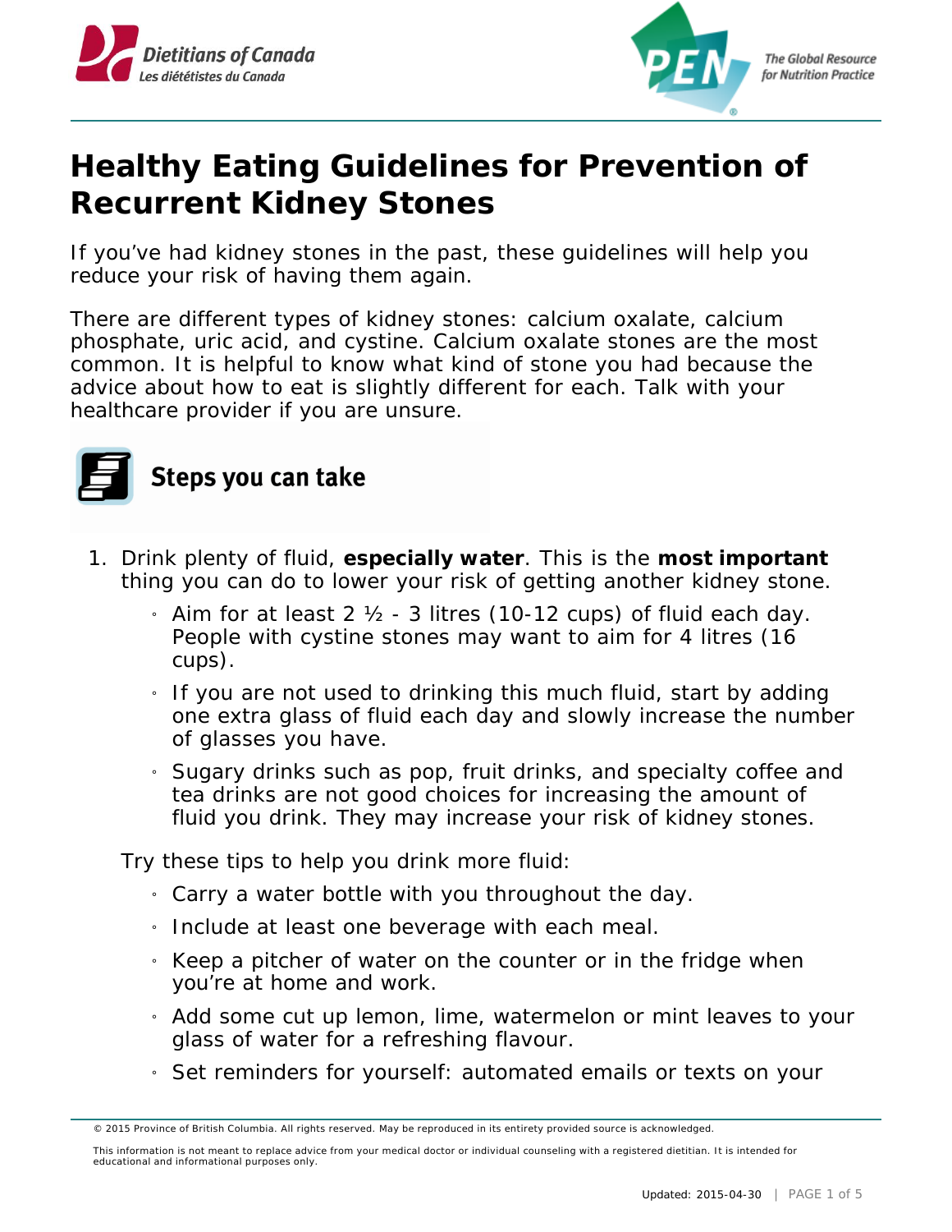Dietitians of Canada
Les diététistes du Canada

PEN — The Global Resource for Nutrition Practice

# Healthy Eating Guidelines for Prevention of Recurrent Kidney Stones

If you've had kidney stones in the past, these guidelines will help you reduce your risk of having them again.

There are different types of kidney stones: calcium oxalate, calcium phosphate, uric acid, and cystine. Calcium oxalate stones are the most common. It is helpful to know what kind of stone you had because the advice about how to eat is slightly different for each. Talk with your healthcare provider if you are unsure.

## Steps you can take

1. Drink plenty of fluid, **especially water**. This is the **most important** thing you can do to lower your risk of getting another kidney stone.
   - Aim for at least 2 ½ - 3 litres (10-12 cups) of fluid each day. People with cystine stones may want to aim for 4 litres (16 cups).
   - If you are not used to drinking this much fluid, start by adding one extra glass of fluid each day and slowly increase the number of glasses you have.
   - Sugary drinks such as pop, fruit drinks, and specialty coffee and tea drinks are not good choices for increasing the amount of fluid you drink. They may increase your risk of kidney stones.

   Try these tips to help you drink more fluid:
   - Carry a water bottle with you throughout the day.
   - Include at least one beverage with each meal.
   - Keep a pitcher of water on the counter or in the fridge when you're at home and work.
   - Add some cut up lemon, lime, watermelon or mint leaves to your glass of water for a refreshing flavour.
   - Set reminders for yourself: automated emails or texts on your

© 2015 Province of British Columbia. All rights reserved. May be reproduced in its entirety provided source is acknowledged.

This information is not meant to replace advice from your medical doctor or individual counseling with a registered dietitian. It is intended for educational and informational purposes only.

Updated: 2015-04-30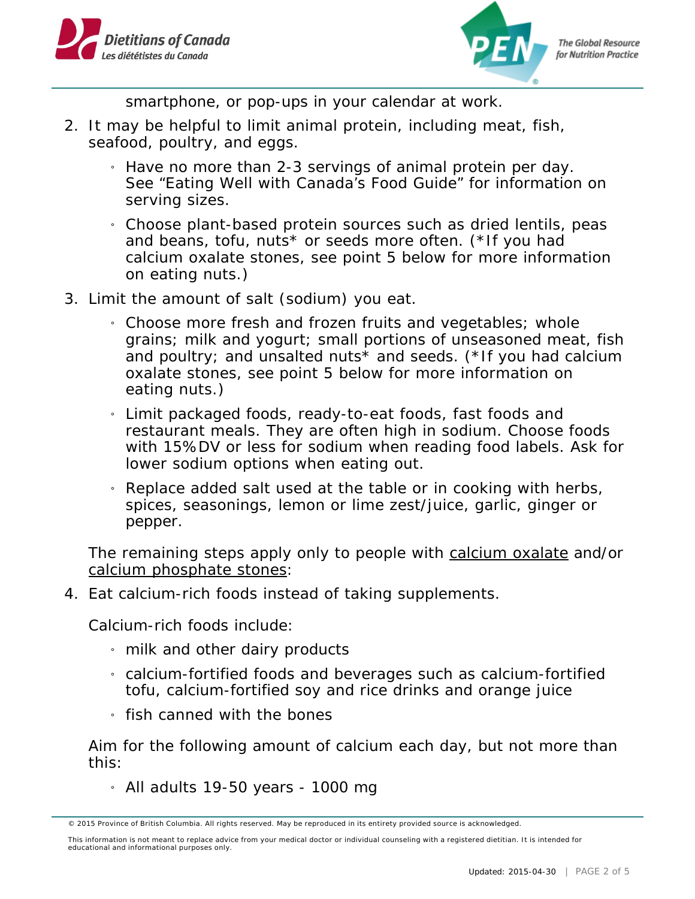smartphone, or pop-ups in your calendar at work.

2. It may be helpful to limit animal protein, including meat, fish, seafood, poultry, and eggs.
    - Have no more than 2-3 servings of animal protein per day. See "Eating Well with Canada's Food Guide" for information on serving sizes.
    - Choose plant-based protein sources such as dried lentils, peas and beans, tofu, nuts* or seeds more often. (*If you had calcium oxalate stones, see point 5 below for more information on eating nuts.)
3. Limit the amount of salt (sodium) you eat.
    - Choose more fresh and frozen fruits and vegetables; whole grains; milk and yogurt; small portions of unseasoned meat, fish and poultry; and unsalted nuts* and seeds. (*If you had calcium oxalate stones, see point 5 below for more information on eating nuts.)
    - Limit packaged foods, ready-to-eat foods, fast foods and restaurant meals. They are often high in sodium. Choose foods with 15%DV or less for sodium when reading food labels. Ask for lower sodium options when eating out.
    - Replace added salt used at the table or in cooking with herbs, spices, seasonings, lemon or lime zest/juice, garlic, ginger or pepper.

The remaining steps apply only to people with calcium oxalate and/or calcium phosphate stones:

4. Eat calcium-rich foods instead of taking supplements.

    Calcium-rich foods include:

    - milk and other dairy products
    - calcium-fortified foods and beverages such as calcium-fortified tofu, calcium-fortified soy and rice drinks and orange juice
    - fish canned with the bones

    Aim for the following amount of calcium each day, but not more than this:

    - All adults 19-50 years - 1000 mg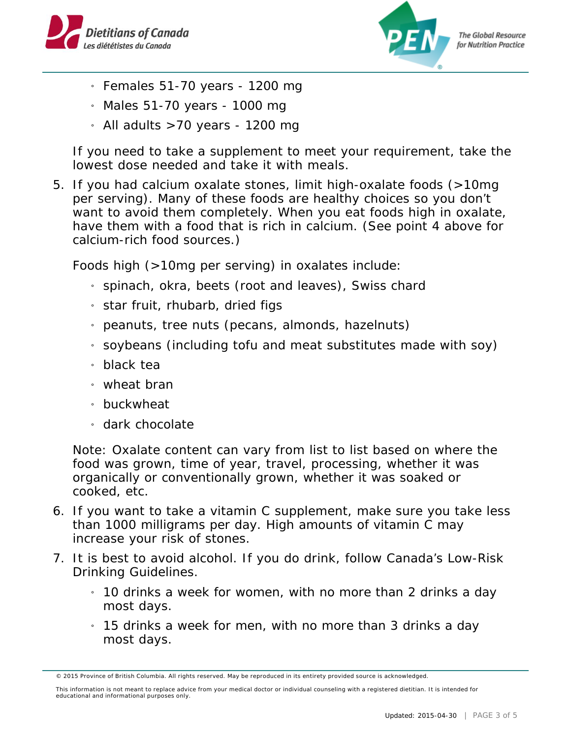- Females 51-70 years - 1200 mg
- Males 51-70 years - 1000 mg
- All adults >70 years - 1200 mg

If you need to take a supplement to meet your requirement, take the lowest dose needed and take it with meals.

5. If you had calcium oxalate stones, limit high-oxalate foods (>10mg per serving). Many of these foods are healthy choices so you don't want to avoid them completely. When you eat foods high in oxalate, have them with a food that is rich in calcium. (See point 4 above for calcium-rich food sources.)

   Foods high (>10mg per serving) in oxalates include:

   - spinach, okra, beets (root and leaves), Swiss chard
   - star fruit, rhubarb, dried figs
   - peanuts, tree nuts (pecans, almonds, hazelnuts)
   - soybeans (including tofu and meat substitutes made with soy)
   - black tea
   - wheat bran
   - buckwheat
   - dark chocolate

   Note: Oxalate content can vary from list to list based on where the food was grown, time of year, travel, processing, whether it was organically or conventionally grown, whether it was soaked or cooked, etc.

6. If you want to take a vitamin C supplement, make sure you take less than 1000 milligrams per day. High amounts of vitamin C may increase your risk of stones.
7. It is best to avoid alcohol. If you do drink, follow Canada's Low-Risk Drinking Guidelines.
   - 10 drinks a week for women, with no more than 2 drinks a day most days.
   - 15 drinks a week for men, with no more than 3 drinks a day most days.

© 2015 Province of British Columbia. All rights reserved. May be reproduced in its entirety provided source is acknowledged.

This information is not meant to replace advice from your medical doctor or individual counseling with a registered dietitian. It is intended for educational and informational purposes only.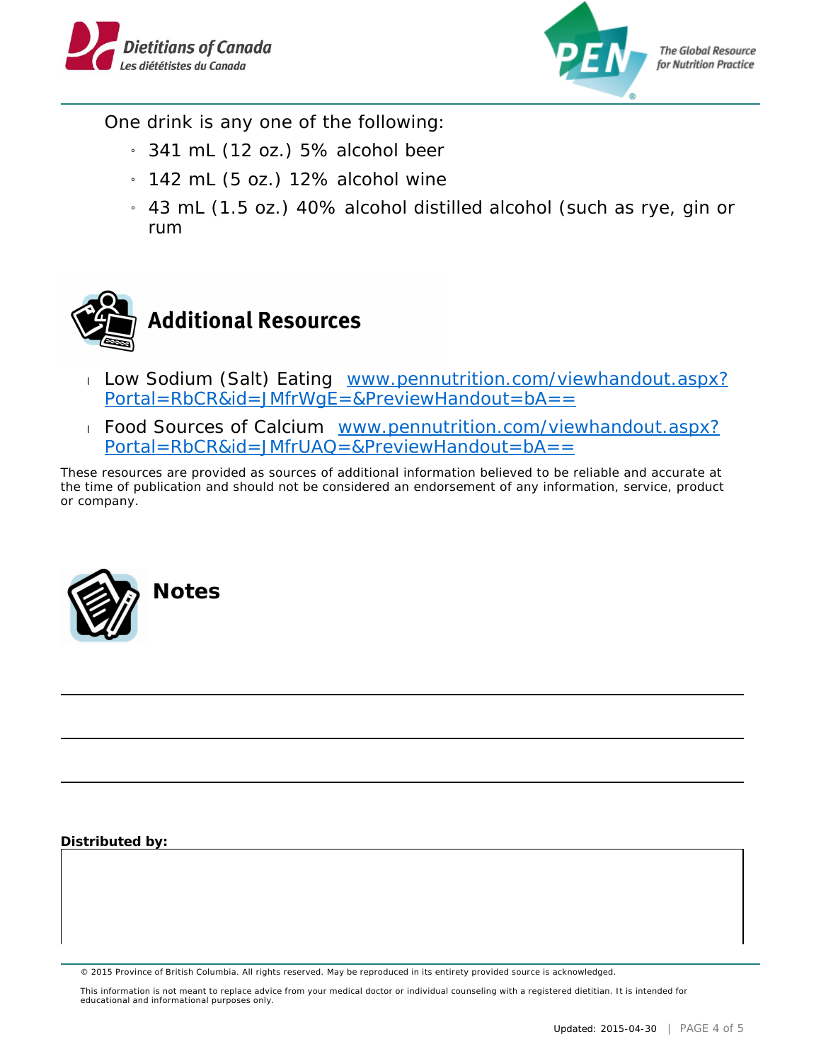One drink is any one of the following:

- 341 mL (12 oz.) 5% alcohol beer
- 142 mL (5 oz.) 12% alcohol wine
- 43 mL (1.5 oz.) 40% alcohol distilled alcohol (such as rye, gin or rum

## Additional Resources

- Low Sodium (Salt) Eating [www.pennutrition.com/viewhandout.aspx?Portal=RbCR&id=JMfrWgE=&PreviewHandout=bA==](www.pennutrition.com/viewhandout.aspx?Portal=RbCR&id=JMfrWgE=&PreviewHandout=bA==)
- Food Sources of Calcium [www.pennutrition.com/viewhandout.aspx?Portal=RbCR&id=JMfrUAQ=&PreviewHandout=bA==](www.pennutrition.com/viewhandout.aspx?Portal=RbCR&id=JMfrUAQ=&PreviewHandout=bA==)

These resources are provided as sources of additional information believed to be reliable and accurate at the time of publication and should not be considered an endorsement of any information, service, product or company.

## Notes

**Distributed by:**

© 2015 Province of British Columbia. All rights reserved. May be reproduced in its entirety provided source is acknowledged.

This information is not meant to replace advice from your medical doctor or individual counseling with a registered dietitian. It is intended for educational and informational purposes only.

Updated: 2015-04-30